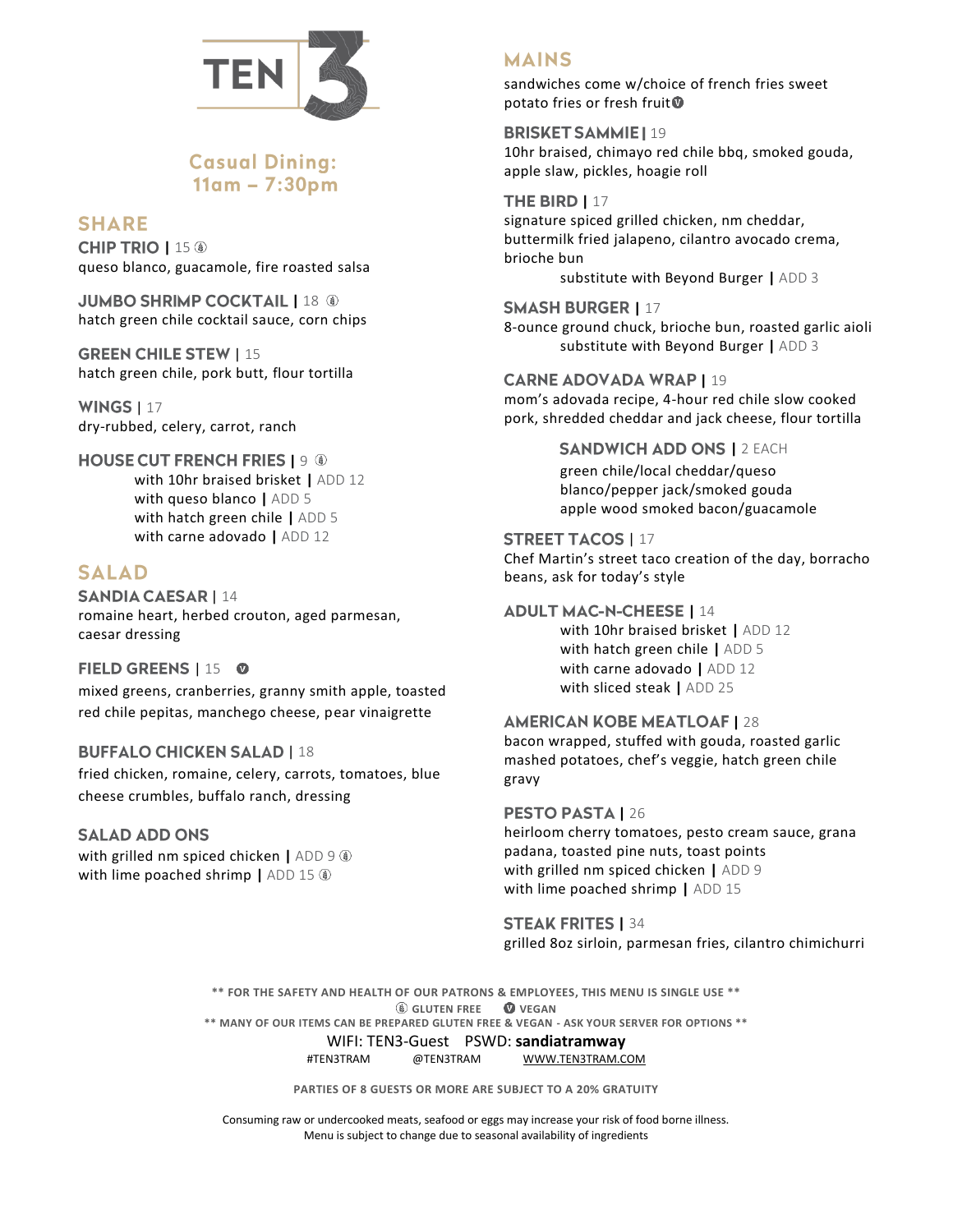# TEN 3

## Casual Dining: 11am – 7:30pm

## SHARE

**CHIP TRIO** | 15 (GF)
queso blanco, guacamole, fire roasted salsa

**JUMBO SHRIMP COCKTAIL** | 18 (GF)
hatch green chile cocktail sauce, corn chips

**GREEN CHILE STEW** | 15
hatch green chile, pork butt, flour tortilla

**WINGS** | 17
dry-rubbed, celery, carrot, ranch

**HOUSE CUT FRENCH FRIES** | 9 (GF)
- with 10hr braised brisket | ADD 12
- with queso blanco | ADD 5
- with hatch green chile | ADD 5
- with carne adovado | ADD 12

## SALAD

**SANDIA CAESAR** | 14
romaine heart, herbed crouton, aged parmesan, caesar dressing

**FIELD GREENS** | 15 (V)
mixed greens, cranberries, granny smith apple, toasted red chile pepitas, manchego cheese, pear vinaigrette

**BUFFALO CHICKEN SALAD** | 18
fried chicken, romaine, celery, carrots, tomatoes, blue cheese crumbles, buffalo ranch, dressing

**SALAD ADD ONS**
- with grilled nm spiced chicken | ADD 9 (GF)
- with lime poached shrimp | ADD 15 (GF)

## MAINS

sandwiches come w/choice of french fries sweet potato fries or fresh fruit (V)

**BRISKET SAMMIE** | 19
10hr braised, chimayo red chile bbq, smoked gouda, apple slaw, pickles, hoagie roll

**THE BIRD** | 17
signature spiced grilled chicken, nm cheddar, buttermilk fried jalapeno, cilantro avocado crema, brioche bun
- substitute with Beyond Burger | ADD 3

**SMASH BURGER** | 17
8-ounce ground chuck, brioche bun, roasted garlic aioli
- substitute with Beyond Burger | ADD 3

**CARNE ADOVADA WRAP** | 19
mom's adovada recipe, 4-hour red chile slow cooked pork, shredded cheddar and jack cheese, flour tortilla

**SANDWICH ADD ONS** | 2 EACH
green chile/local cheddar/queso blanco/pepper jack/smoked gouda apple wood smoked bacon/guacamole

**STREET TACOS** | 17
Chef Martin's street taco creation of the day, borracho beans, ask for today's style

**ADULT MAC-N-CHEESE** | 14
- with 10hr braised brisket | ADD 12
- with hatch green chile | ADD 5
- with carne adovado | ADD 12
- with sliced steak | ADD 25

**AMERICAN KOBE MEATLOAF** | 28
bacon wrapped, stuffed with gouda, roasted garlic mashed potatoes, chef's veggie, hatch green chile gravy

**PESTO PASTA** | 26
heirloom cherry tomatoes, pesto cream sauce, grana padana, toasted pine nuts, toast points
- with grilled nm spiced chicken | ADD 9
- with lime poached shrimp | ADD 15

**STEAK FRITES** | 34
grilled 8oz sirloin, parmesan fries, cilantro chimichurri

---

** FOR THE SAFETY AND HEALTH OF OUR PATRONS & EMPLOYEES, THIS MENU IS SINGLE USE **

(GF) GLUTEN FREE (V) VEGAN

** MANY OF OUR ITEMS CAN BE PREPARED GLUTEN FREE & VEGAN - ASK YOUR SERVER FOR OPTIONS **

WIFI: TEN3-Guest PSWD: **sandiatramway**

#TEN3TRAM @TEN3TRAM WWW.TEN3TRAM.COM

PARTIES OF 8 GUESTS OR MORE ARE SUBJECT TO A 20% GRATUITY

Consuming raw or undercooked meats, seafood or eggs may increase your risk of food borne illness.
Menu is subject to change due to seasonal availability of ingredients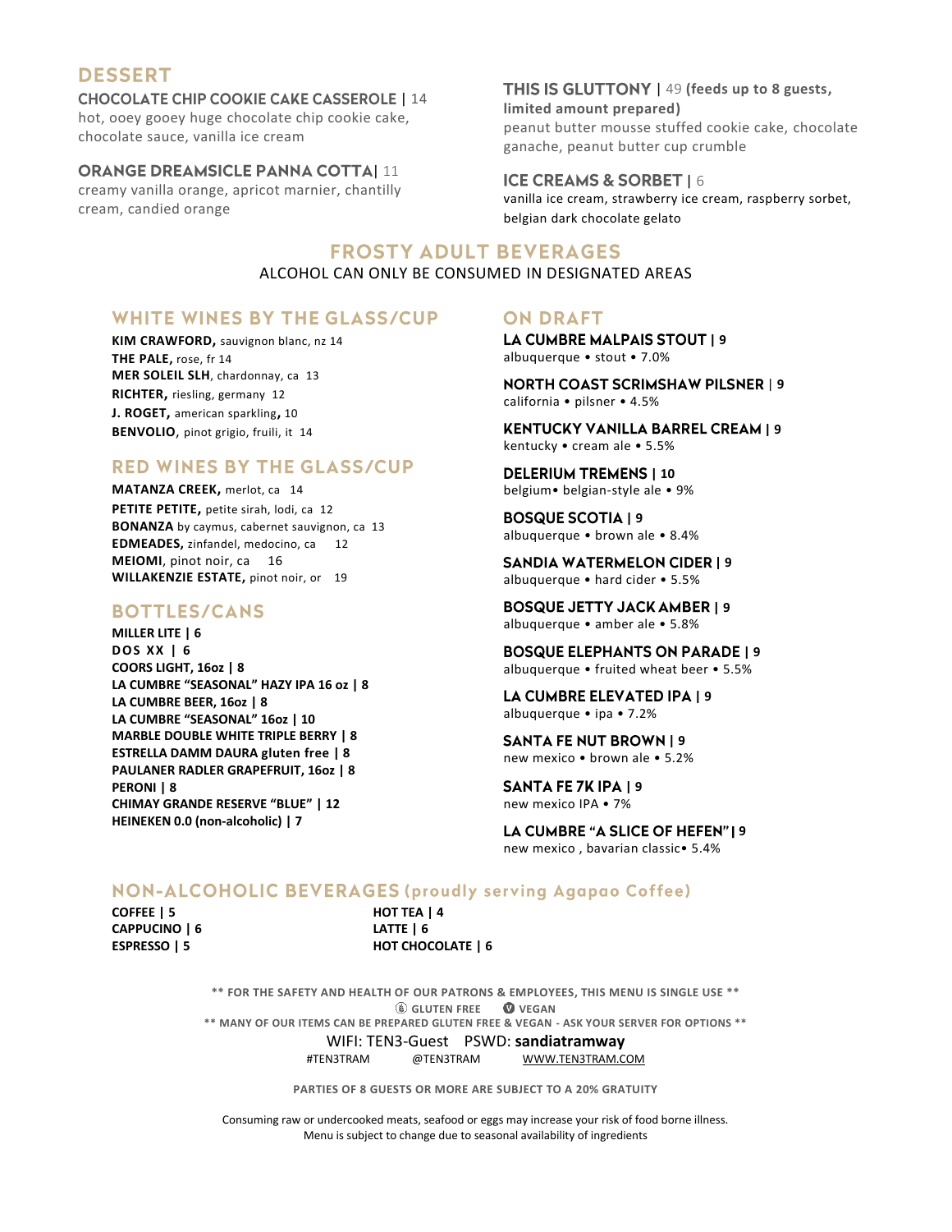## DESSERT

**CHOCOLATE CHIP COOKIE CAKE CASSEROLE** | 14
hot, ooey gooey huge chocolate chip cookie cake, chocolate sauce, vanilla ice cream

**ORANGE DREAMSICLE PANNA COTTA**| 11
creamy vanilla orange, apricot marnier, chantilly cream, candied orange

**THIS IS GLUTTONY** | 49 **(feeds up to 8 guests, limited amount prepared)**
peanut butter mousse stuffed cookie cake, chocolate ganache, peanut butter cup crumble

**ICE CREAMS & SORBET** | 6
vanilla ice cream, strawberry ice cream, raspberry sorbet, belgian dark chocolate gelato

## FROSTY ADULT BEVERAGES

ALCOHOL CAN ONLY BE CONSUMED IN DESIGNATED AREAS

### WHITE WINES BY THE GLASS/CUP

**KIM CRAWFORD,** sauvignon blanc, nz 14
**THE PALE,** rose, fr 14
**MER SOLEIL SLH**, chardonnay, ca 13
**RICHTER,** riesling, germany 12
**J. ROGET,** american sparkling**,** 10
**BENVOLIO**, pinot grigio, fruili, it 14

### RED WINES BY THE GLASS/CUP

**MATANZA CREEK,** merlot, ca 14
**PETITE PETITE,** petite sirah, lodi, ca 12
**BONANZA** by caymus, cabernet sauvignon, ca 13
**EDMEADES,** zinfandel, medocino, ca 12
**MEIOMI**, pinot noir, ca 16
**WILLAKENZIE ESTATE,** pinot noir, or 19

### BOTTLES/CANS

**MILLER LITE | 6**
**DOS XX | 6**
**COORS LIGHT, 16oz | 8**
**LA CUMBRE "SEASONAL" HAZY IPA 16 oz | 8**
**LA CUMBRE BEER, 16oz | 8**
**LA CUMBRE "SEASONAL" 16oz | 10**
**MARBLE DOUBLE WHITE TRIPLE BERRY | 8**
**ESTRELLA DAMM DAURA gluten free | 8**
**PAULANER RADLER GRAPEFRUIT, 16oz | 8**
**PERONI | 8**
**CHIMAY GRANDE RESERVE "BLUE" | 12**
**HEINEKEN 0.0 (non-alcoholic) | 7**

### ON DRAFT

**LA CUMBRE MALPAIS STOUT | 9**
albuquerque • stout • 7.0%

**NORTH COAST SCRIMSHAW PILSNER** | **9**
california • pilsner • 4.5%

**KENTUCKY VANILLA BARREL CREAM | 9**
kentucky • cream ale • 5.5%

**DELERIUM TREMENS | 10**
belgium• belgian-style ale • 9%

**BOSQUE SCOTIA | 9**
albuquerque • brown ale • 8.4%

**SANDIA WATERMELON CIDER | 9**
albuquerque • hard cider • 5.5%

**BOSQUE JETTY JACK AMBER | 9**
albuquerque • amber ale • 5.8%

**BOSQUE ELEPHANTS ON PARADE | 9**
albuquerque • fruited wheat beer • 5.5%

**LA CUMBRE ELEVATED IPA | 9**
albuquerque • ipa • 7.2%

**SANTA FE NUT BROWN | 9**
new mexico • brown ale • 5.2%

**SANTA FE 7K IPA | 9**
new mexico IPA • 7%

**LA CUMBRE "A SLICE OF HEFEN"| 9**
new mexico , bavarian classic• 5.4%

## NON-ALCOHOLIC BEVERAGES (proudly serving Agapao Coffee)

**COFFEE | 5**
**CAPPUCINO | 6**
**ESPRESSO | 5**
**HOT TEA | 4**
**LATTE | 6**
**HOT CHOCOLATE | 6**

**\*\* FOR THE SAFETY AND HEALTH OF OUR PATRONS & EMPLOYEES, THIS MENU IS SINGLE USE \*\***

**GLUTEN FREE** **VEGAN**

**\*\* MANY OF OUR ITEMS CAN BE PREPARED GLUTEN FREE & VEGAN - ASK YOUR SERVER FOR OPTIONS \*\***

WIFI: TEN3-Guest PSWD: **sandiatramway**

#TEN3TRAM @TEN3TRAM WWW.TEN3TRAM.COM

**PARTIES OF 8 GUESTS OR MORE ARE SUBJECT TO A 20% GRATUITY**

Consuming raw or undercooked meats, seafood or eggs may increase your risk of food borne illness.
Menu is subject to change due to seasonal availability of ingredients